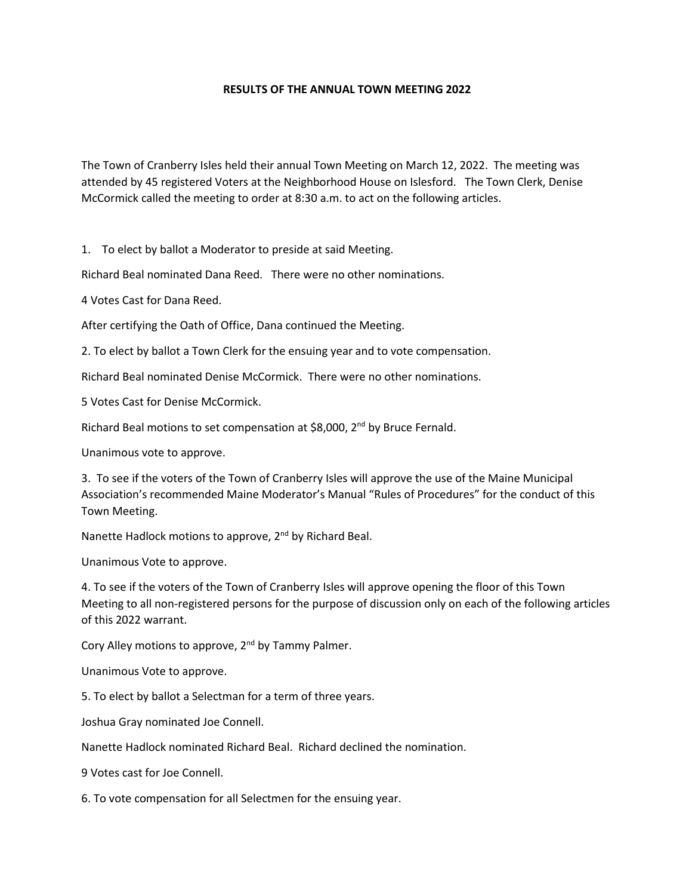# RESULTS OF THE ANNUAL TOWN MEETING 2022

The Town of Cranberry Isles held their annual Town Meeting on March 12, 2022. The meeting was attended by 45 registered Voters at the Neighborhood House on Islesford. The Town Clerk, Denise McCormick called the meeting to order at 8:30 a.m. to act on the following articles.

1. To elect by ballot a Moderator to preside at said Meeting.

Richard Beal nominated Dana Reed. There were no other nominations.

4 Votes Cast for Dana Reed.

After certifying the Oath of Office, Dana continued the Meeting.

2. To elect by ballot a Town Clerk for the ensuing year and to vote compensation.

Richard Beal nominated Denise McCormick. There were no other nominations.

5 Votes Cast for Denise McCormick.

Richard Beal motions to set compensation at $8,000, 2nd by Bruce Fernald.

Unanimous vote to approve.

3. To see if the voters of the Town of Cranberry Isles will approve the use of the Maine Municipal Association's recommended Maine Moderator's Manual "Rules of Procedures" for the conduct of this Town Meeting.

Nanette Hadlock motions to approve, 2nd by Richard Beal.

Unanimous Vote to approve.

4. To see if the voters of the Town of Cranberry Isles will approve opening the floor of this Town Meeting to all non-registered persons for the purpose of discussion only on each of the following articles of this 2022 warrant.

Cory Alley motions to approve, 2nd by Tammy Palmer.

Unanimous Vote to approve.

5. To elect by ballot a Selectman for a term of three years.

Joshua Gray nominated Joe Connell.

Nanette Hadlock nominated Richard Beal. Richard declined the nomination.

9 Votes cast for Joe Connell.

6. To vote compensation for all Selectmen for the ensuing year.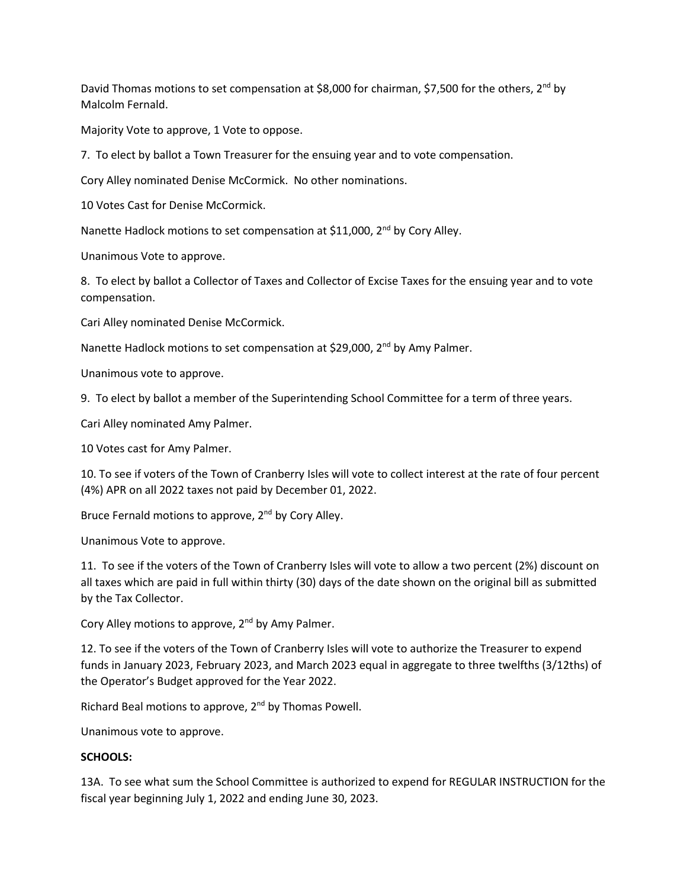David Thomas motions to set compensation at $8,000 for chairman, $7,500 for the others, 2nd by Malcolm Fernald.

Majority Vote to approve, 1 Vote to oppose.

7. To elect by ballot a Town Treasurer for the ensuing year and to vote compensation.

Cory Alley nominated Denise McCormick. No other nominations.

10 Votes Cast for Denise McCormick.

Nanette Hadlock motions to set compensation at $11,000, 2nd by Cory Alley.

Unanimous Vote to approve.

8. To elect by ballot a Collector of Taxes and Collector of Excise Taxes for the ensuing year and to vote compensation.

Cari Alley nominated Denise McCormick.

Nanette Hadlock motions to set compensation at $29,000, 2nd by Amy Palmer.

Unanimous vote to approve.

9. To elect by ballot a member of the Superintending School Committee for a term of three years.

Cari Alley nominated Amy Palmer.

10 Votes cast for Amy Palmer.

10. To see if voters of the Town of Cranberry Isles will vote to collect interest at the rate of four percent (4%) APR on all 2022 taxes not paid by December 01, 2022.

Bruce Fernald motions to approve, 2nd by Cory Alley.

Unanimous Vote to approve.

11. To see if the voters of the Town of Cranberry Isles will vote to allow a two percent (2%) discount on all taxes which are paid in full within thirty (30) days of the date shown on the original bill as submitted by the Tax Collector.

Cory Alley motions to approve, 2nd by Amy Palmer.

12. To see if the voters of the Town of Cranberry Isles will vote to authorize the Treasurer to expend funds in January 2023, February 2023, and March 2023 equal in aggregate to three twelfths (3/12ths) of the Operator's Budget approved for the Year 2022.

Richard Beal motions to approve, 2nd by Thomas Powell.

Unanimous vote to approve.

**SCHOOLS:**

13A. To see what sum the School Committee is authorized to expend for REGULAR INSTRUCTION for the fiscal year beginning July 1, 2022 and ending June 30, 2023.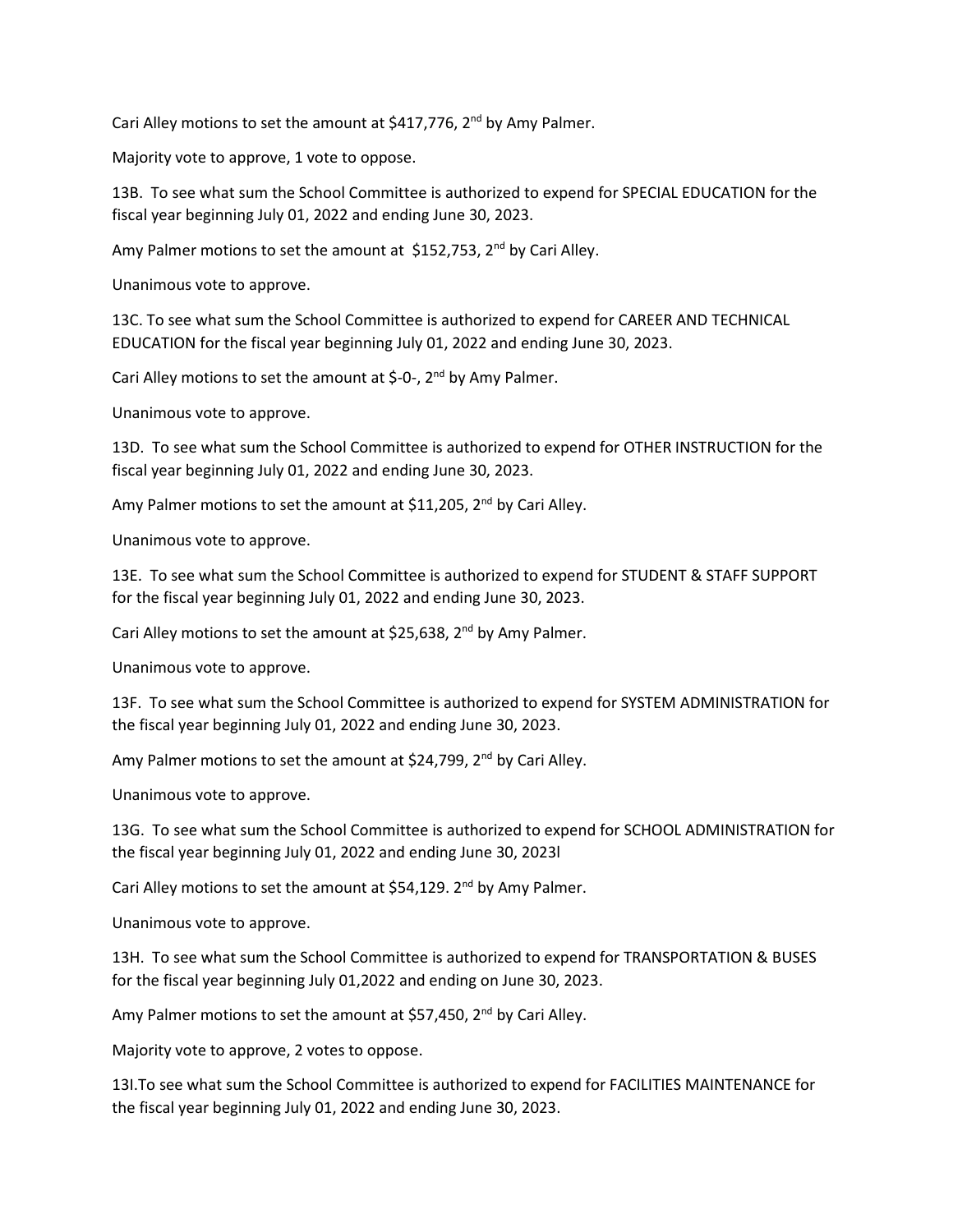Cari Alley motions to set the amount at $417,776, 2nd by Amy Palmer.

Majority vote to approve, 1 vote to oppose.

13B. To see what sum the School Committee is authorized to expend for SPECIAL EDUCATION for the fiscal year beginning July 01, 2022 and ending June 30, 2023.

Amy Palmer motions to set the amount at $152,753, 2nd by Cari Alley.

Unanimous vote to approve.

13C. To see what sum the School Committee is authorized to expend for CAREER AND TECHNICAL EDUCATION for the fiscal year beginning July 01, 2022 and ending June 30, 2023.

Cari Alley motions to set the amount at $-0-, 2nd by Amy Palmer.

Unanimous vote to approve.

13D. To see what sum the School Committee is authorized to expend for OTHER INSTRUCTION for the fiscal year beginning July 01, 2022 and ending June 30, 2023.

Amy Palmer motions to set the amount at $11,205, 2nd by Cari Alley.

Unanimous vote to approve.

13E. To see what sum the School Committee is authorized to expend for STUDENT & STAFF SUPPORT for the fiscal year beginning July 01, 2022 and ending June 30, 2023.

Cari Alley motions to set the amount at $25,638, 2nd by Amy Palmer.

Unanimous vote to approve.

13F. To see what sum the School Committee is authorized to expend for SYSTEM ADMINISTRATION for the fiscal year beginning July 01, 2022 and ending June 30, 2023.

Amy Palmer motions to set the amount at $24,799, 2nd by Cari Alley.

Unanimous vote to approve.

13G. To see what sum the School Committee is authorized to expend for SCHOOL ADMINISTRATION for the fiscal year beginning July 01, 2022 and ending June 30, 2023l

Cari Alley motions to set the amount at $54,129. 2nd by Amy Palmer.

Unanimous vote to approve.

13H. To see what sum the School Committee is authorized to expend for TRANSPORTATION & BUSES for the fiscal year beginning July 01,2022 and ending on June 30, 2023.

Amy Palmer motions to set the amount at $57,450, 2nd by Cari Alley.

Majority vote to approve, 2 votes to oppose.

13I.To see what sum the School Committee is authorized to expend for FACILITIES MAINTENANCE for the fiscal year beginning July 01, 2022 and ending June 30, 2023.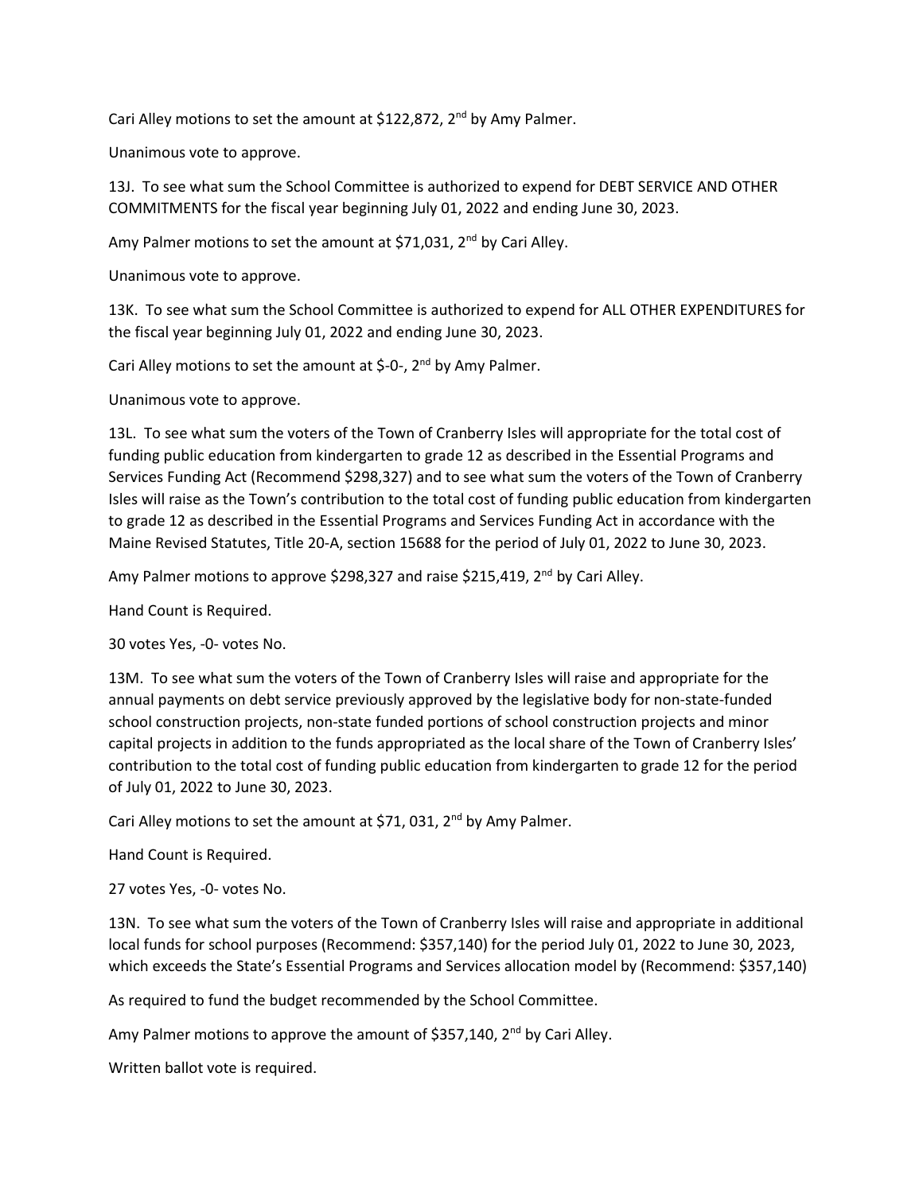Cari Alley motions to set the amount at $122,872, 2nd by Amy Palmer.

Unanimous vote to approve.

13J. To see what sum the School Committee is authorized to expend for DEBT SERVICE AND OTHER COMMITMENTS for the fiscal year beginning July 01, 2022 and ending June 30, 2023.

Amy Palmer motions to set the amount at $71,031, 2nd by Cari Alley.

Unanimous vote to approve.

13K. To see what sum the School Committee is authorized to expend for ALL OTHER EXPENDITURES for the fiscal year beginning July 01, 2022 and ending June 30, 2023.

Cari Alley motions to set the amount at $-0-, 2nd by Amy Palmer.

Unanimous vote to approve.

13L. To see what sum the voters of the Town of Cranberry Isles will appropriate for the total cost of funding public education from kindergarten to grade 12 as described in the Essential Programs and Services Funding Act (Recommend $298,327) and to see what sum the voters of the Town of Cranberry Isles will raise as the Town's contribution to the total cost of funding public education from kindergarten to grade 12 as described in the Essential Programs and Services Funding Act in accordance with the Maine Revised Statutes, Title 20-A, section 15688 for the period of July 01, 2022 to June 30, 2023.

Amy Palmer motions to approve $298,327 and raise $215,419, 2nd by Cari Alley.

Hand Count is Required.

30 votes Yes, -0- votes No.

13M. To see what sum the voters of the Town of Cranberry Isles will raise and appropriate for the annual payments on debt service previously approved by the legislative body for non-state-funded school construction projects, non-state funded portions of school construction projects and minor capital projects in addition to the funds appropriated as the local share of the Town of Cranberry Isles' contribution to the total cost of funding public education from kindergarten to grade 12 for the period of July 01, 2022 to June 30, 2023.

Cari Alley motions to set the amount at $71, 031, 2nd by Amy Palmer.

Hand Count is Required.

27 votes Yes, -0- votes No.

13N. To see what sum the voters of the Town of Cranberry Isles will raise and appropriate in additional local funds for school purposes (Recommend: $357,140) for the period July 01, 2022 to June 30, 2023, which exceeds the State's Essential Programs and Services allocation model by (Recommend: $357,140)

As required to fund the budget recommended by the School Committee.

Amy Palmer motions to approve the amount of $357,140, 2nd by Cari Alley.

Written ballot vote is required.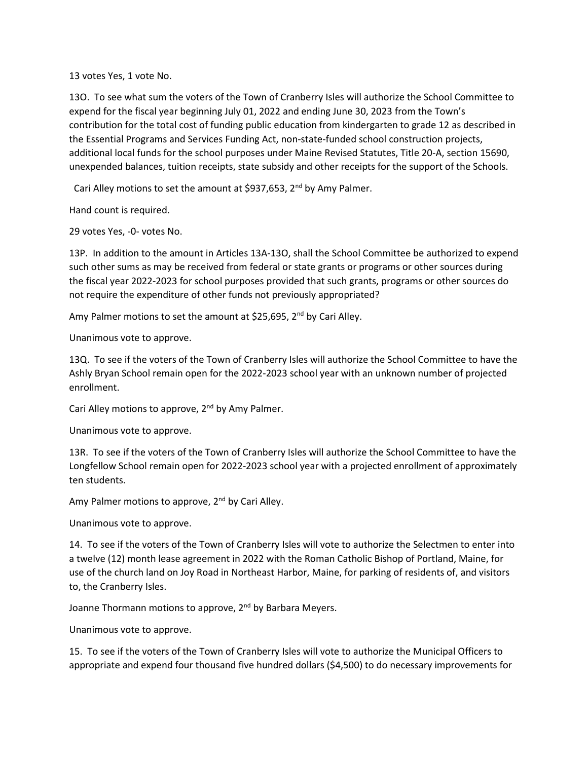13 votes Yes, 1 vote No.

13O. To see what sum the voters of the Town of Cranberry Isles will authorize the School Committee to expend for the fiscal year beginning July 01, 2022 and ending June 30, 2023 from the Town's contribution for the total cost of funding public education from kindergarten to grade 12 as described in the Essential Programs and Services Funding Act, non-state-funded school construction projects, additional local funds for the school purposes under Maine Revised Statutes, Title 20-A, section 15690, unexpended balances, tuition receipts, state subsidy and other receipts for the support of the Schools.

Cari Alley motions to set the amount at $937,653, 2nd by Amy Palmer.

Hand count is required.

29 votes Yes, -0- votes No.

13P. In addition to the amount in Articles 13A-13O, shall the School Committee be authorized to expend such other sums as may be received from federal or state grants or programs or other sources during the fiscal year 2022-2023 for school purposes provided that such grants, programs or other sources do not require the expenditure of other funds not previously appropriated?

Amy Palmer motions to set the amount at $25,695, 2nd by Cari Alley.

Unanimous vote to approve.

13Q. To see if the voters of the Town of Cranberry Isles will authorize the School Committee to have the Ashly Bryan School remain open for the 2022-2023 school year with an unknown number of projected enrollment.

Cari Alley motions to approve, 2nd by Amy Palmer.

Unanimous vote to approve.

13R. To see if the voters of the Town of Cranberry Isles will authorize the School Committee to have the Longfellow School remain open for 2022-2023 school year with a projected enrollment of approximately ten students.

Amy Palmer motions to approve, 2nd by Cari Alley.

Unanimous vote to approve.

14. To see if the voters of the Town of Cranberry Isles will vote to authorize the Selectmen to enter into a twelve (12) month lease agreement in 2022 with the Roman Catholic Bishop of Portland, Maine, for use of the church land on Joy Road in Northeast Harbor, Maine, for parking of residents of, and visitors to, the Cranberry Isles.

Joanne Thormann motions to approve, 2nd by Barbara Meyers.

Unanimous vote to approve.

15. To see if the voters of the Town of Cranberry Isles will vote to authorize the Municipal Officers to appropriate and expend four thousand five hundred dollars ($4,500) to do necessary improvements for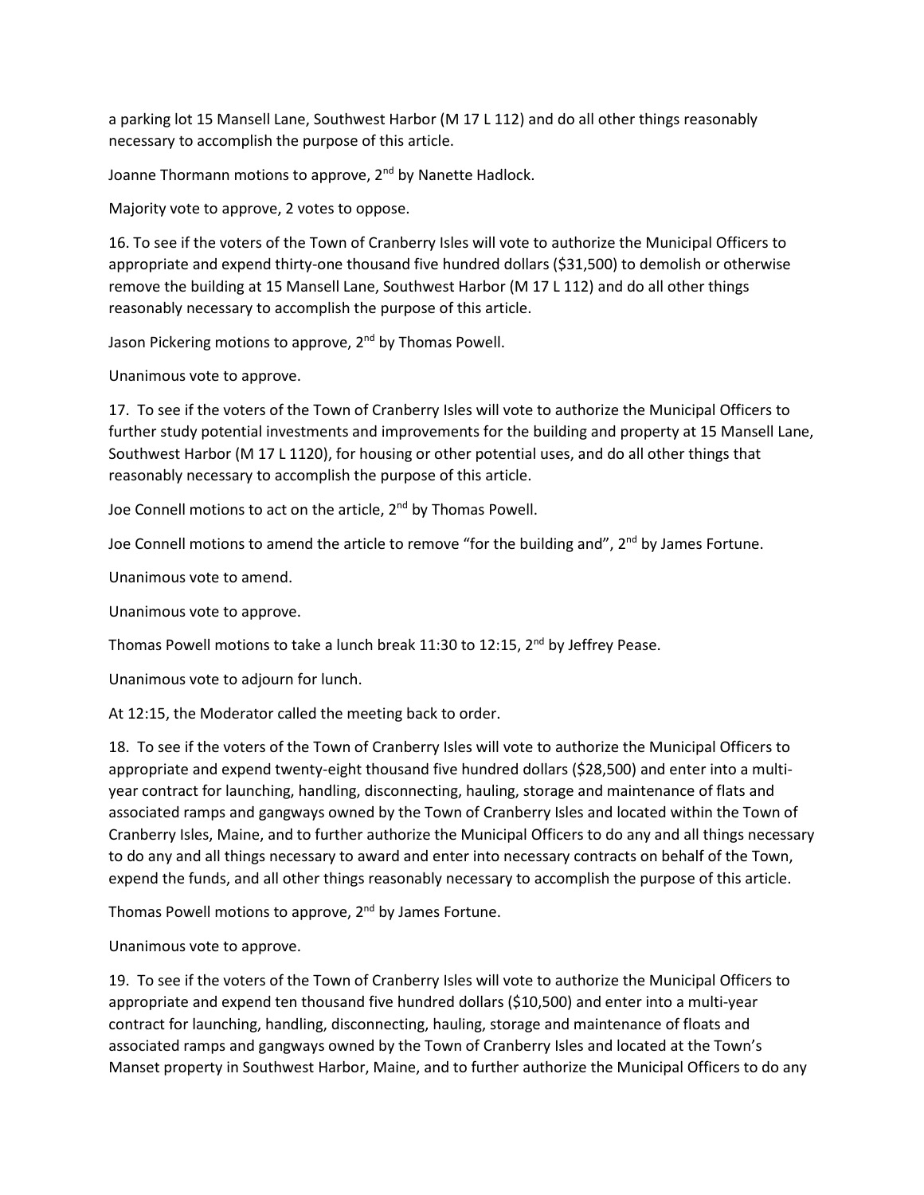a parking lot 15 Mansell Lane, Southwest Harbor (M 17 L 112) and do all other things reasonably necessary to accomplish the purpose of this article.

Joanne Thormann motions to approve, 2nd by Nanette Hadlock.

Majority vote to approve, 2 votes to oppose.

16. To see if the voters of the Town of Cranberry Isles will vote to authorize the Municipal Officers to appropriate and expend thirty-one thousand five hundred dollars ($31,500) to demolish or otherwise remove the building at 15 Mansell Lane, Southwest Harbor (M 17 L 112) and do all other things reasonably necessary to accomplish the purpose of this article.

Jason Pickering motions to approve, 2nd by Thomas Powell.

Unanimous vote to approve.

17. To see if the voters of the Town of Cranberry Isles will vote to authorize the Municipal Officers to further study potential investments and improvements for the building and property at 15 Mansell Lane, Southwest Harbor (M 17 L 1120), for housing or other potential uses, and do all other things that reasonably necessary to accomplish the purpose of this article.

Joe Connell motions to act on the article, 2nd by Thomas Powell.

Joe Connell motions to amend the article to remove "for the building and", 2nd by James Fortune.

Unanimous vote to amend.

Unanimous vote to approve.

Thomas Powell motions to take a lunch break 11:30 to 12:15, 2nd by Jeffrey Pease.

Unanimous vote to adjourn for lunch.

At 12:15, the Moderator called the meeting back to order.

18. To see if the voters of the Town of Cranberry Isles will vote to authorize the Municipal Officers to appropriate and expend twenty-eight thousand five hundred dollars ($28,500) and enter into a multi-year contract for launching, handling, disconnecting, hauling, storage and maintenance of flats and associated ramps and gangways owned by the Town of Cranberry Isles and located within the Town of Cranberry Isles, Maine, and to further authorize the Municipal Officers to do any and all things necessary to do any and all things necessary to award and enter into necessary contracts on behalf of the Town, expend the funds, and all other things reasonably necessary to accomplish the purpose of this article.

Thomas Powell motions to approve, 2nd by James Fortune.

Unanimous vote to approve.

19. To see if the voters of the Town of Cranberry Isles will vote to authorize the Municipal Officers to appropriate and expend ten thousand five hundred dollars ($10,500) and enter into a multi-year contract for launching, handling, disconnecting, hauling, storage and maintenance of floats and associated ramps and gangways owned by the Town of Cranberry Isles and located at the Town's Manset property in Southwest Harbor, Maine, and to further authorize the Municipal Officers to do any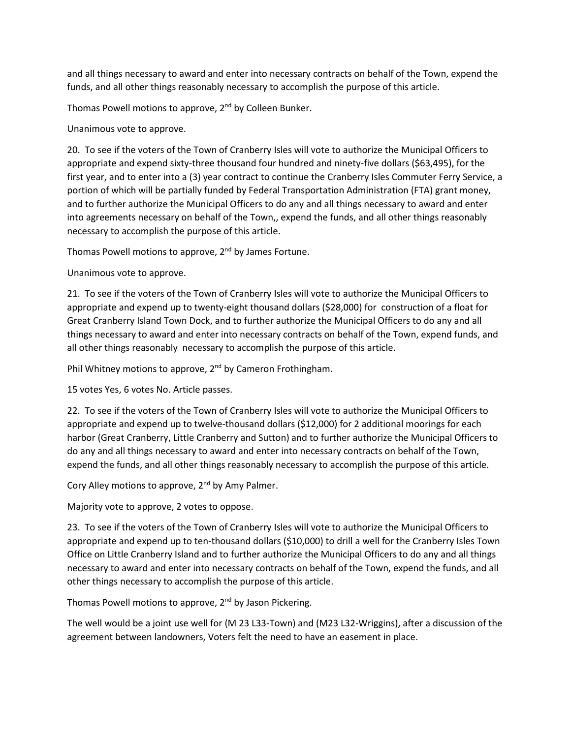and all things necessary to award and enter into necessary contracts on behalf of the Town, expend the funds, and all other things reasonably necessary to accomplish the purpose of this article.

Thomas Powell motions to approve, 2nd by Colleen Bunker.

Unanimous vote to approve.

20. To see if the voters of the Town of Cranberry Isles will vote to authorize the Municipal Officers to appropriate and expend sixty-three thousand four hundred and ninety-five dollars ($63,495), for the first year, and to enter into a (3) year contract to continue the Cranberry Isles Commuter Ferry Service, a portion of which will be partially funded by Federal Transportation Administration (FTA) grant money, and to further authorize the Municipal Officers to do any and all things necessary to award and enter into agreements necessary on behalf of the Town,, expend the funds, and all other things reasonably necessary to accomplish the purpose of this article.

Thomas Powell motions to approve, 2nd by James Fortune.

Unanimous vote to approve.

21. To see if the voters of the Town of Cranberry Isles will vote to authorize the Municipal Officers to appropriate and expend up to twenty-eight thousand dollars ($28,000) for construction of a float for Great Cranberry Island Town Dock, and to further authorize the Municipal Officers to do any and all things necessary to award and enter into necessary contracts on behalf of the Town, expend funds, and all other things reasonably necessary to accomplish the purpose of this article.

Phil Whitney motions to approve, 2nd by Cameron Frothingham.

15 votes Yes, 6 votes No. Article passes.

22. To see if the voters of the Town of Cranberry Isles will vote to authorize the Municipal Officers to appropriate and expend up to twelve-thousand dollars ($12,000) for 2 additional moorings for each harbor (Great Cranberry, Little Cranberry and Sutton) and to further authorize the Municipal Officers to do any and all things necessary to award and enter into necessary contracts on behalf of the Town, expend the funds, and all other things reasonably necessary to accomplish the purpose of this article.

Cory Alley motions to approve, 2nd by Amy Palmer.

Majority vote to approve, 2 votes to oppose.

23. To see if the voters of the Town of Cranberry Isles will vote to authorize the Municipal Officers to appropriate and expend up to ten-thousand dollars ($10,000) to drill a well for the Cranberry Isles Town Office on Little Cranberry Island and to further authorize the Municipal Officers to do any and all things necessary to award and enter into necessary contracts on behalf of the Town, expend the funds, and all other things necessary to accomplish the purpose of this article.

Thomas Powell motions to approve, 2nd by Jason Pickering.

The well would be a joint use well for (M 23 L33-Town) and (M23 L32-Wriggins), after a discussion of the agreement between landowners, Voters felt the need to have an easement in place.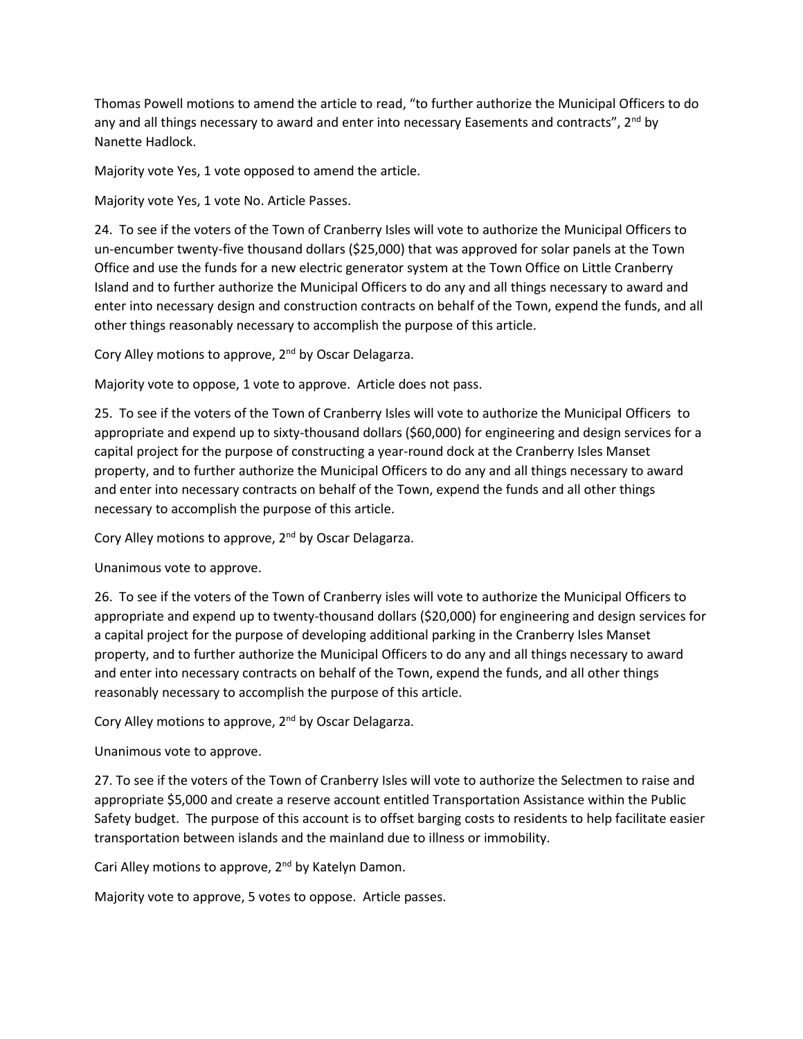Thomas Powell motions to amend the article to read, "to further authorize the Municipal Officers to do any and all things necessary to award and enter into necessary Easements and contracts", 2nd by Nanette Hadlock.

Majority vote Yes, 1 vote opposed to amend the article.

Majority vote Yes, 1 vote No. Article Passes.

24. To see if the voters of the Town of Cranberry Isles will vote to authorize the Municipal Officers to un-encumber twenty-five thousand dollars ($25,000) that was approved for solar panels at the Town Office and use the funds for a new electric generator system at the Town Office on Little Cranberry Island and to further authorize the Municipal Officers to do any and all things necessary to award and enter into necessary design and construction contracts on behalf of the Town, expend the funds, and all other things reasonably necessary to accomplish the purpose of this article.

Cory Alley motions to approve, 2nd by Oscar Delagarza.

Majority vote to oppose, 1 vote to approve. Article does not pass.

25. To see if the voters of the Town of Cranberry Isles will vote to authorize the Municipal Officers to appropriate and expend up to sixty-thousand dollars ($60,000) for engineering and design services for a capital project for the purpose of constructing a year-round dock at the Cranberry Isles Manset property, and to further authorize the Municipal Officers to do any and all things necessary to award and enter into necessary contracts on behalf of the Town, expend the funds and all other things necessary to accomplish the purpose of this article.

Cory Alley motions to approve, 2nd by Oscar Delagarza.

Unanimous vote to approve.

26. To see if the voters of the Town of Cranberry isles will vote to authorize the Municipal Officers to appropriate and expend up to twenty-thousand dollars ($20,000) for engineering and design services for a capital project for the purpose of developing additional parking in the Cranberry Isles Manset property, and to further authorize the Municipal Officers to do any and all things necessary to award and enter into necessary contracts on behalf of the Town, expend the funds, and all other things reasonably necessary to accomplish the purpose of this article.

Cory Alley motions to approve, 2nd by Oscar Delagarza.

Unanimous vote to approve.

27. To see if the voters of the Town of Cranberry Isles will vote to authorize the Selectmen to raise and appropriate $5,000 and create a reserve account entitled Transportation Assistance within the Public Safety budget. The purpose of this account is to offset barging costs to residents to help facilitate easier transportation between islands and the mainland due to illness or immobility.

Cari Alley motions to approve, 2nd by Katelyn Damon.

Majority vote to approve, 5 votes to oppose. Article passes.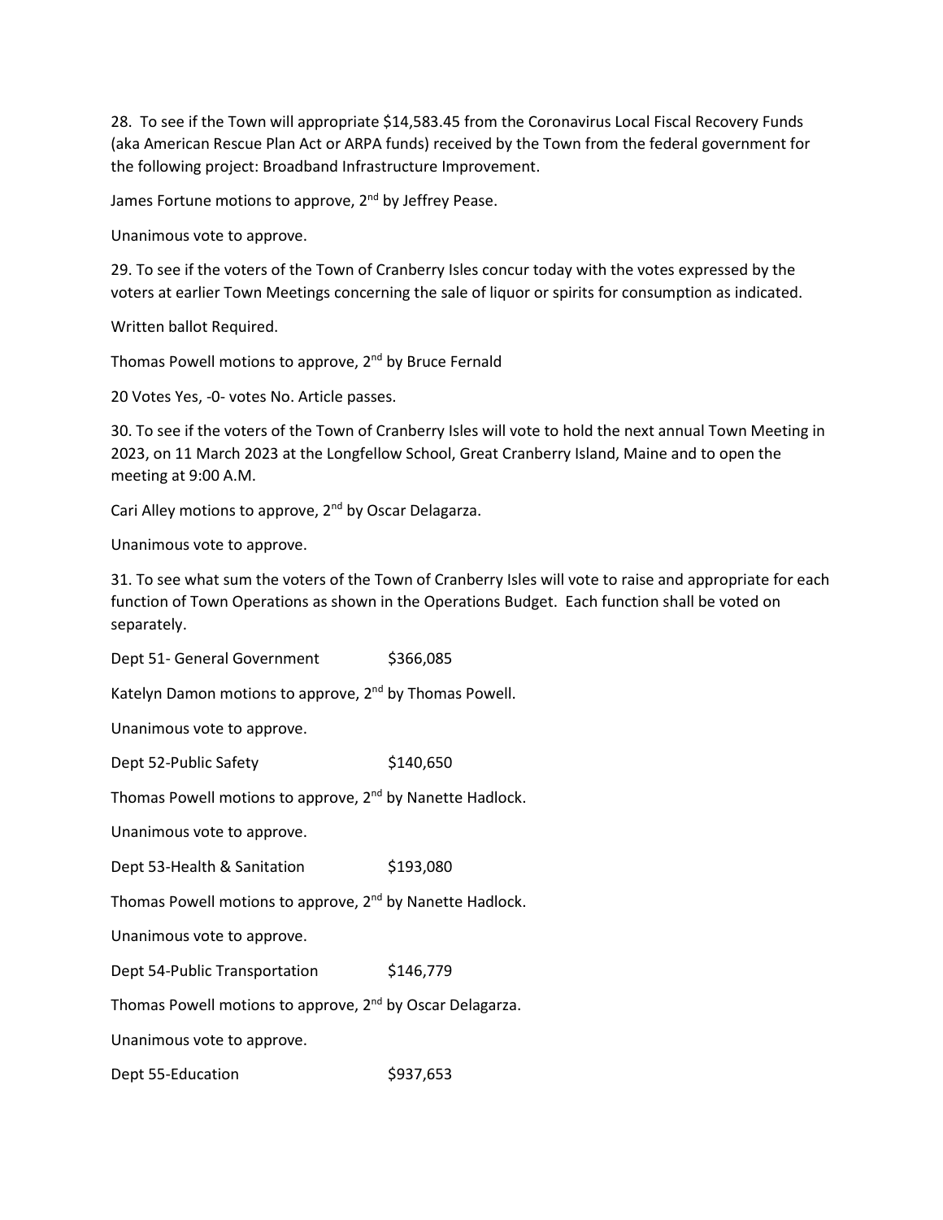28. To see if the Town will appropriate $14,583.45 from the Coronavirus Local Fiscal Recovery Funds (aka American Rescue Plan Act or ARPA funds) received by the Town from the federal government for the following project: Broadband Infrastructure Improvement.

James Fortune motions to approve, 2nd by Jeffrey Pease.

Unanimous vote to approve.

29. To see if the voters of the Town of Cranberry Isles concur today with the votes expressed by the voters at earlier Town Meetings concerning the sale of liquor or spirits for consumption as indicated.

Written ballot Required.

Thomas Powell motions to approve, 2nd by Bruce Fernald

20 Votes Yes, -0- votes No. Article passes.

30. To see if the voters of the Town of Cranberry Isles will vote to hold the next annual Town Meeting in 2023, on 11 March 2023 at the Longfellow School, Great Cranberry Island, Maine and to open the meeting at 9:00 A.M.

Cari Alley motions to approve, 2nd by Oscar Delagarza.

Unanimous vote to approve.

31. To see what sum the voters of the Town of Cranberry Isles will vote to raise and appropriate for each function of Town Operations as shown in the Operations Budget. Each function shall be voted on separately.

Dept 51- General Government $366,085

Katelyn Damon motions to approve, 2nd by Thomas Powell.

Unanimous vote to approve.

Dept 52-Public Safety $140,650

Thomas Powell motions to approve, 2nd by Nanette Hadlock.

Unanimous vote to approve.

Dept 53-Health & Sanitation $193,080

Thomas Powell motions to approve, 2nd by Nanette Hadlock.

Unanimous vote to approve.

Dept 54-Public Transportation $146,779

Thomas Powell motions to approve, 2nd by Oscar Delagarza.

Unanimous vote to approve.

Dept 55-Education $937,653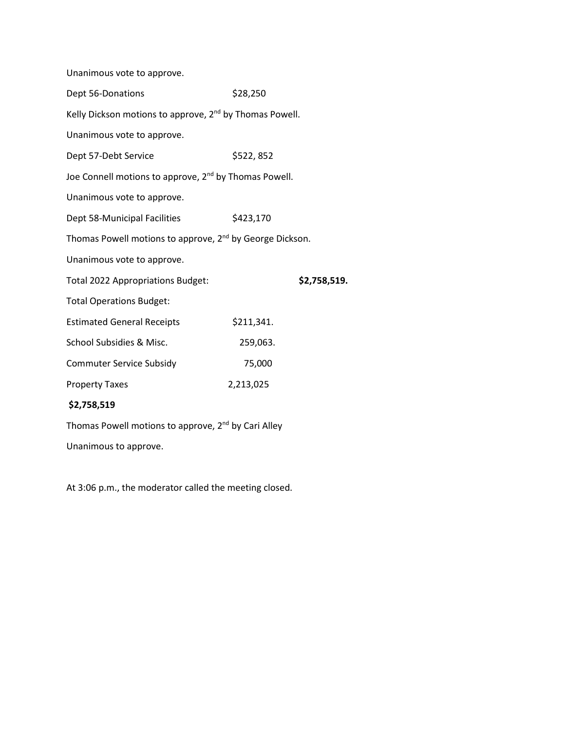Unanimous vote to approve.

| | |
|---|---|
| Dept 56-Donations | $28,250 |

Kelly Dickson motions to approve, 2nd by Thomas Powell.

Unanimous vote to approve.

| | |
|---|---|
| Dept 57-Debt Service | $522, 852 |

Joe Connell motions to approve, 2nd by Thomas Powell.

Unanimous vote to approve.

| | |
|---|---|
| Dept 58-Municipal Facilities | $423,170 |

Thomas Powell motions to approve, 2nd by George Dickson.

Unanimous vote to approve.

Total 2022 Appropriations Budget: **$2,758,519.**

Total Operations Budget:

| | |
|---|---|
| Estimated General Receipts | $211,341. |
| School Subsidies & Misc. | 259,063. |
| Commuter Service Subsidy | 75,000 |
| Property Taxes | 2,213,025 |

**$2,758,519**

Thomas Powell motions to approve, 2nd by Cari Alley

Unanimous to approve.

At 3:06 p.m., the moderator called the meeting closed.